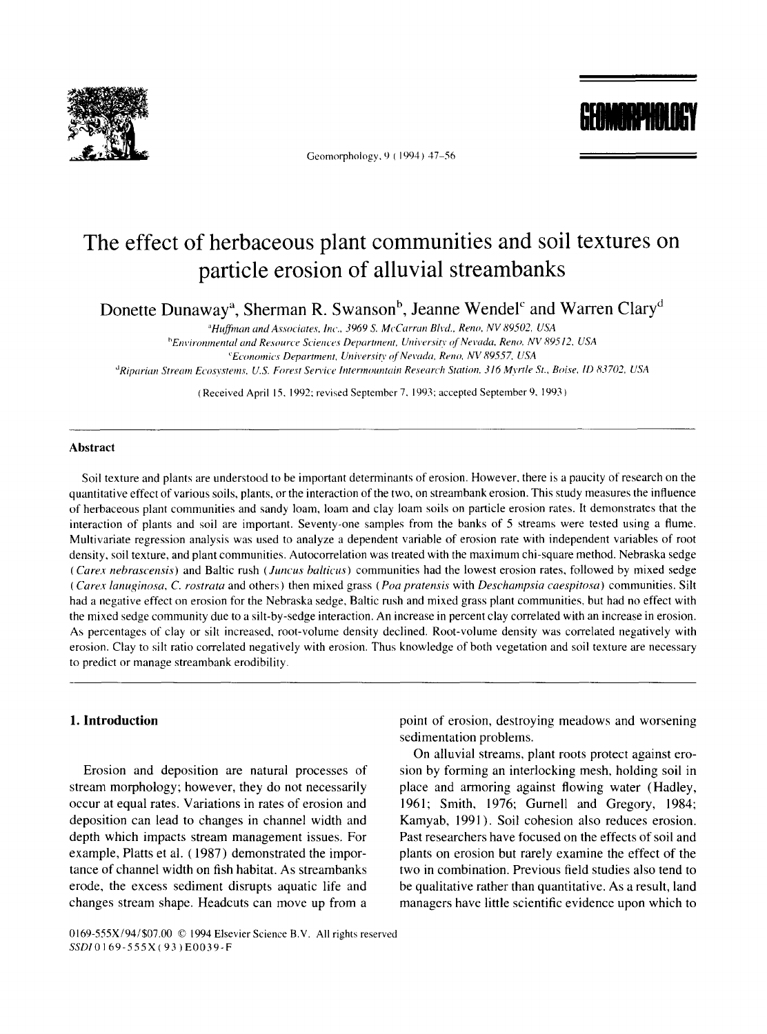# The effect of herbaceous plant communities and soil textures on particle erosion of alluvial streambanks

Donette Dunaway[a], Sherman R. Swanson[b], Jeanne Wendel[c] and Warren Clary[d]

[a]Huffman and Associates, Inc., 3969 S. McCarran Blvd., Reno, NV 89502, USA
[b]Environmental and Resource Sciences Department, University of Nevada, Reno, NV 89512, USA
[c]Economics Department, University of Nevada, Reno, NV 89557, USA
[d]Riparian Stream Ecosystems, U.S. Forest Service Intermountain Research Station, 316 Myrtle St., Boise, ID 83702, USA

(Received April 15, 1992; revised September 7, 1993; accepted September 9, 1993)

## Abstract

Soil texture and plants are understood to be important determinants of erosion. However, there is a paucity of research on the quantitative effect of various soils, plants, or the interaction of the two, on streambank erosion. This study measures the influence of herbaceous plant communities and sandy loam, loam and clay loam soils on particle erosion rates. It demonstrates that the interaction of plants and soil are important. Seventy-one samples from the banks of 5 streams were tested using a flume. Multivariate regression analysis was used to analyze a dependent variable of erosion rate with independent variables of root density, soil texture, and plant communities. Autocorrelation was treated with the maximum chi-square method. Nebraska sedge (*Carex nebrascensis*) and Baltic rush (*Juncus balticus*) communities had the lowest erosion rates, followed by mixed sedge (*Carex lanuginosa*, *C. rostrata* and others) then mixed grass (*Poa pratensis* with *Deschampsia caespitosa*) communities. Silt had a negative effect on erosion for the Nebraska sedge, Baltic rush and mixed grass plant communities, but had no effect with the mixed sedge community due to a silt-by-sedge interaction. An increase in percent clay correlated with an increase in erosion. As percentages of clay or silt increased, root-volume density declined. Root-volume density was correlated negatively with erosion. Clay to silt ratio correlated negatively with erosion. Thus knowledge of both vegetation and soil texture are necessary to predict or manage streambank erodibility.

## 1. Introduction

Erosion and deposition are natural processes of stream morphology; however, they do not necessarily occur at equal rates. Variations in rates of erosion and deposition can lead to changes in channel width and depth which impacts stream management issues. For example, Platts et al. (1987) demonstrated the importance of channel width on fish habitat. As streambanks erode, the excess sediment disrupts aquatic life and changes stream shape. Headcuts can move up from a point of erosion, destroying meadows and worsening sedimentation problems.

On alluvial streams, plant roots protect against erosion by forming an interlocking mesh, holding soil in place and armoring against flowing water (Hadley, 1961; Smith, 1976; Gurnell and Gregory, 1984; Kamyab, 1991). Soil cohesion also reduces erosion. Past researchers have focused on the effects of soil and plants on erosion but rarely examine the effect of the two in combination. Previous field studies also tend to be qualitative rather than quantitative. As a result, land managers have little scientific evidence upon which to

0169-555X/94/$07.00 © 1994 Elsevier Science B.V. All rights reserved
SSDI 0169-555X(93)E0039-F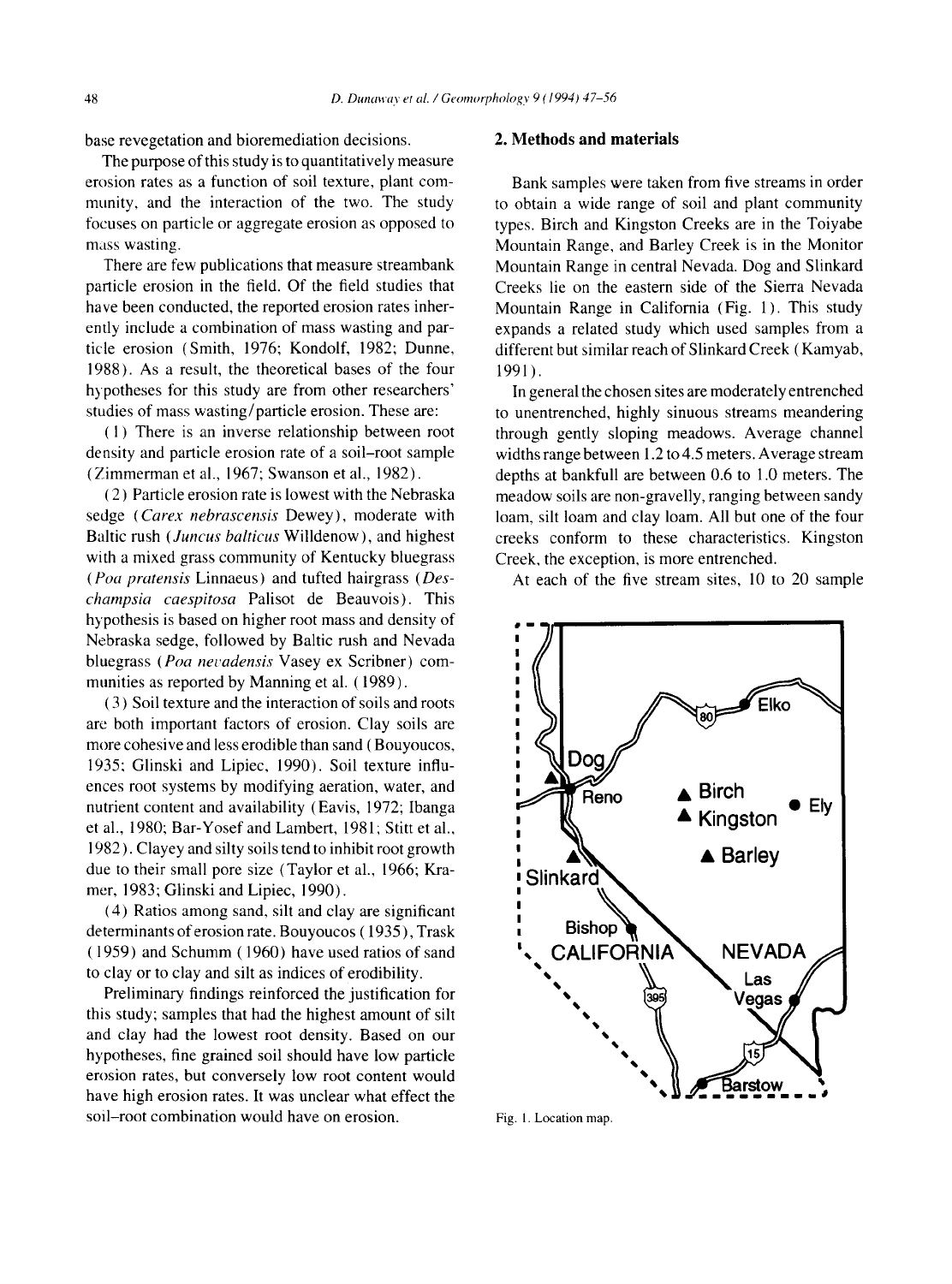base revegetation and bioremediation decisions.

The purpose of this study is to quantitatively measure erosion rates as a function of soil texture, plant community, and the interaction of the two. The study focuses on particle or aggregate erosion as opposed to mass wasting.

There are few publications that measure streambank particle erosion in the field. Of the field studies that have been conducted, the reported erosion rates inherently include a combination of mass wasting and particle erosion (Smith, 1976; Kondolf, 1982; Dunne, 1988). As a result, the theoretical bases of the four hypotheses for this study are from other researchers' studies of mass wasting/particle erosion. These are:

(1) There is an inverse relationship between root density and particle erosion rate of a soil–root sample (Zimmerman et al., 1967; Swanson et al., 1982).

(2) Particle erosion rate is lowest with the Nebraska sedge (*Carex nebrascensis* Dewey), moderate with Baltic rush (*Juncus balticus* Willdenow), and highest with a mixed grass community of Kentucky bluegrass (*Poa pratensis* Linnaeus) and tufted hairgrass (*Deschampsia caespitosa* Palisot de Beauvois). This hypothesis is based on higher root mass and density of Nebraska sedge, followed by Baltic rush and Nevada bluegrass (*Poa nevadensis* Vasey ex Scribner) communities as reported by Manning et al. (1989).

(3) Soil texture and the interaction of soils and roots are both important factors of erosion. Clay soils are more cohesive and less erodible than sand (Bouyoucos, 1935; Glinski and Lipiec, 1990). Soil texture influences root systems by modifying aeration, water, and nutrient content and availability (Eavis, 1972; Ibanga et al., 1980; Bar-Yosef and Lambert, 1981; Stitt et al., 1982). Clayey and silty soils tend to inhibit root growth due to their small pore size (Taylor et al., 1966; Kramer, 1983; Glinski and Lipiec, 1990).

(4) Ratios among sand, silt and clay are significant determinants of erosion rate. Bouyoucos (1935), Trask (1959) and Schumm (1960) have used ratios of sand to clay or to clay and silt as indices of erodibility.

Preliminary findings reinforced the justification for this study; samples that had the highest amount of silt and clay had the lowest root density. Based on our hypotheses, fine grained soil should have low particle erosion rates, but conversely low root content would have high erosion rates. It was unclear what effect the soil–root combination would have on erosion.

## 2. Methods and materials

Bank samples were taken from five streams in order to obtain a wide range of soil and plant community types. Birch and Kingston Creeks are in the Toiyabe Mountain Range, and Barley Creek is in the Monitor Mountain Range in central Nevada. Dog and Slinkard Creeks lie on the eastern side of the Sierra Nevada Mountain Range in California (Fig. 1). This study expands a related study which used samples from a different but similar reach of Slinkard Creek (Kamyab, 1991).

In general the chosen sites are moderately entrenched to unentrenched, highly sinuous streams meandering through gently sloping meadows. Average channel widths range between 1.2 to 4.5 meters. Average stream depths at bankfull are between 0.6 to 1.0 meters. The meadow soils are non-gravelly, ranging between sandy loam, silt loam and clay loam. All but one of the four creeks conform to these characteristics. Kingston Creek, the exception, is more entrenched.

At each of the five stream sites, 10 to 20 sample

Fig. 1. Location map.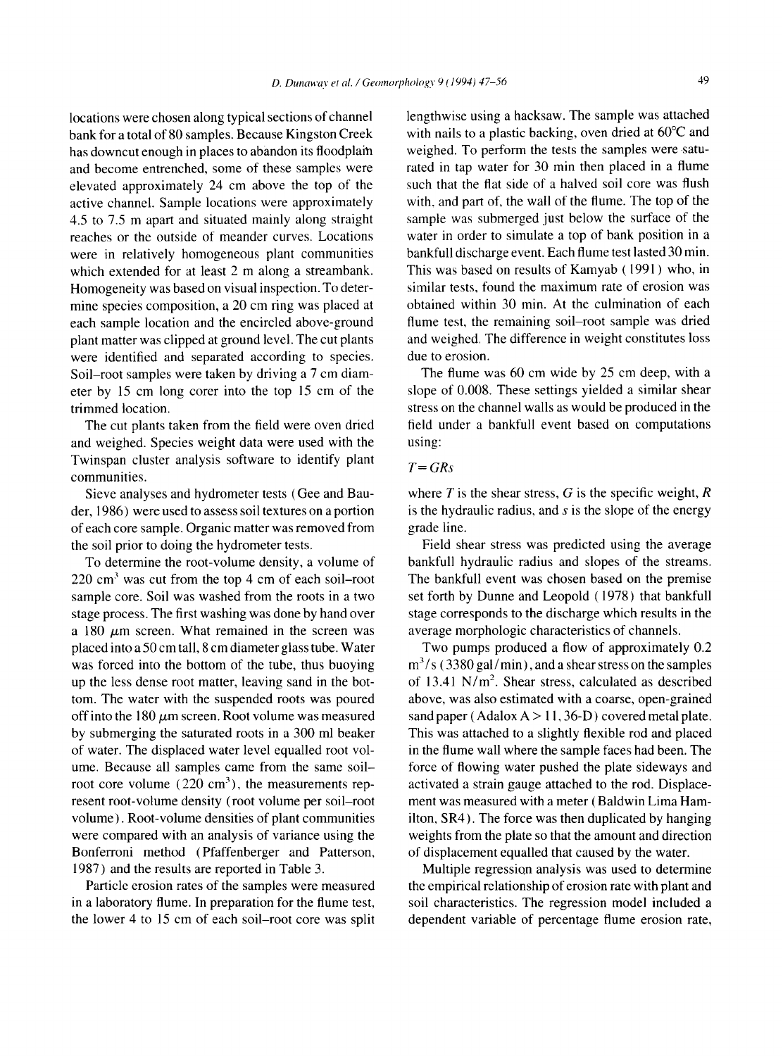locations were chosen along typical sections of channel bank for a total of 80 samples. Because Kingston Creek has downcut enough in places to abandon its floodplain and become entrenched, some of these samples were elevated approximately 24 cm above the top of the active channel. Sample locations were approximately 4.5 to 7.5 m apart and situated mainly along straight reaches or the outside of meander curves. Locations were in relatively homogeneous plant communities which extended for at least 2 m along a streambank. Homogeneity was based on visual inspection. To determine species composition, a 20 cm ring was placed at each sample location and the encircled above-ground plant matter was clipped at ground level. The cut plants were identified and separated according to species. Soil–root samples were taken by driving a 7 cm diameter by 15 cm long corer into the top 15 cm of the trimmed location.

The cut plants taken from the field were oven dried and weighed. Species weight data were used with the Twinspan cluster analysis software to identify plant communities.

Sieve analyses and hydrometer tests (Gee and Bauder, 1986) were used to assess soil textures on a portion of each core sample. Organic matter was removed from the soil prior to doing the hydrometer tests.

To determine the root-volume density, a volume of 220 cm$^3$ was cut from the top 4 cm of each soil–root sample core. Soil was washed from the roots in a two stage process. The first washing was done by hand over a 180 $\mu$m screen. What remained in the screen was placed into a 50 cm tall, 8 cm diameter glass tube. Water was forced into the bottom of the tube, thus buoying up the less dense root matter, leaving sand in the bottom. The water with the suspended roots was poured off into the 180 $\mu$m screen. Root volume was measured by submerging the saturated roots in a 300 ml beaker of water. The displaced water level equalled root volume. Because all samples came from the same soil–root core volume (220 cm$^3$), the measurements represent root-volume density (root volume per soil–root volume). Root-volume densities of plant communities were compared with an analysis of variance using the Bonferroni method (Pfaffenberger and Patterson, 1987) and the results are reported in Table 3.

Particle erosion rates of the samples were measured in a laboratory flume. In preparation for the flume test, the lower 4 to 15 cm of each soil–root core was split lengthwise using a hacksaw. The sample was attached with nails to a plastic backing, oven dried at 60°C and weighed. To perform the tests the samples were saturated in tap water for 30 min then placed in a flume such that the flat side of a halved soil core was flush with, and part of, the wall of the flume. The top of the sample was submerged just below the surface of the water in order to simulate a top of bank position in a bankfull discharge event. Each flume test lasted 30 min. This was based on results of Kamyab (1991) who, in similar tests, found the maximum rate of erosion was obtained within 30 min. At the culmination of each flume test, the remaining soil–root sample was dried and weighed. The difference in weight constitutes loss due to erosion.

The flume was 60 cm wide by 25 cm deep, with a slope of 0.008. These settings yielded a similar shear stress on the channel walls as would be produced in the field under a bankfull event based on computations using:

$$T = GRs$$

where $T$ is the shear stress, $G$ is the specific weight, $R$ is the hydraulic radius, and $s$ is the slope of the energy grade line.

Field shear stress was predicted using the average bankfull hydraulic radius and slopes of the streams. The bankfull event was chosen based on the premise set forth by Dunne and Leopold (1978) that bankfull stage corresponds to the discharge which results in the average morphologic characteristics of channels.

Two pumps produced a flow of approximately 0.2 m$^3$/s (3380 gal/min), and a shear stress on the samples of 13.41 N/m$^2$. Shear stress, calculated as described above, was also estimated with a coarse, open-grained sandpaper (Adalox A > 11, 36-D) covered metal plate. This was attached to a slightly flexible rod and placed in the flume wall where the sample faces had been. The force of flowing water pushed the plate sideways and activated a strain gauge attached to the rod. Displacement was measured with a meter (Baldwin Lima Hamilton, SR4). The force was then duplicated by hanging weights from the plate so that the amount and direction of displacement equalled that caused by the water.

Multiple regression analysis was used to determine the empirical relationship of erosion rate with plant and soil characteristics. The regression model included a dependent variable of percentage flume erosion rate,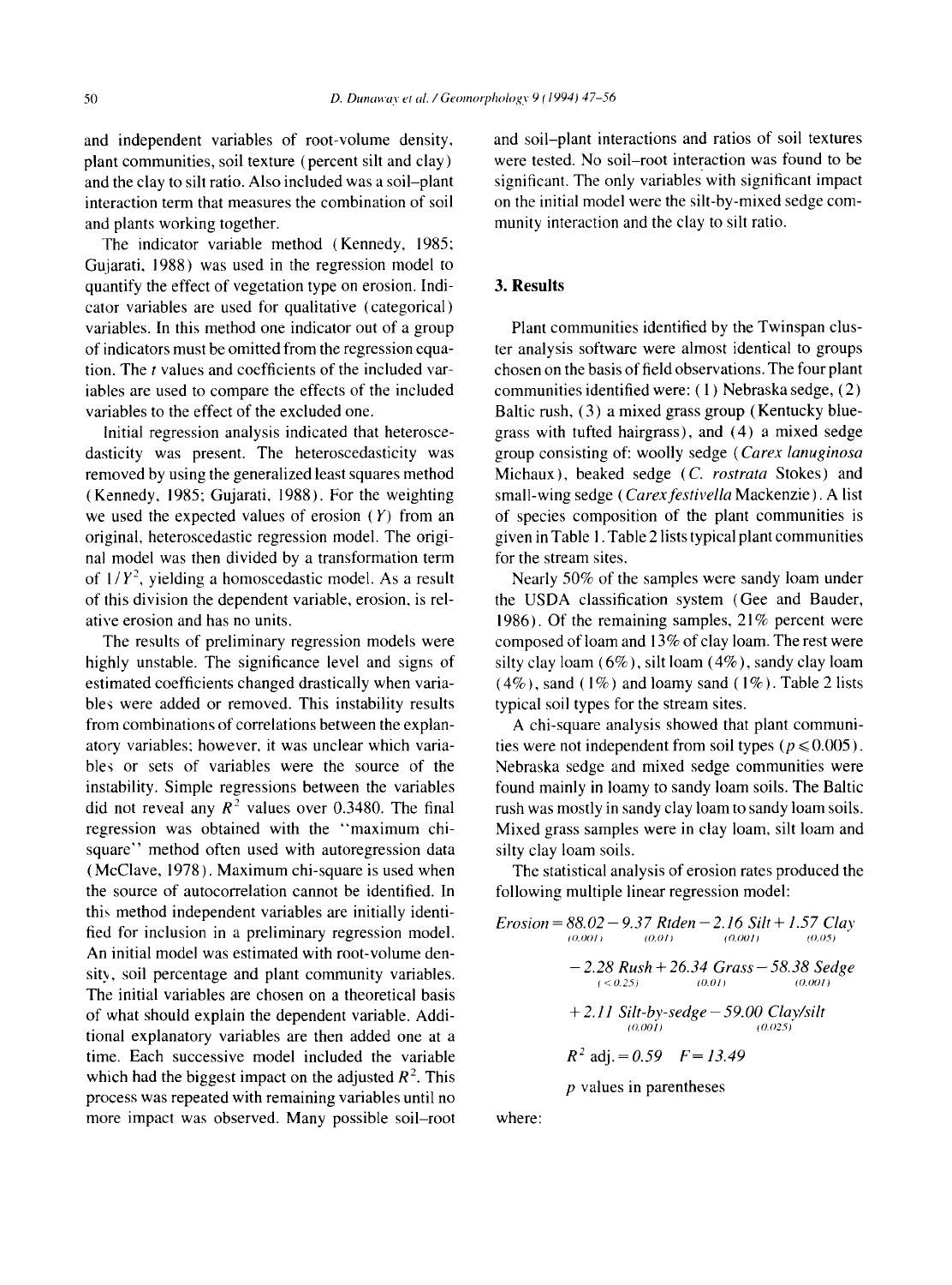and independent variables of root-volume density, plant communities, soil texture (percent silt and clay) and the clay to silt ratio. Also included was a soil–plant interaction term that measures the combination of soil and plants working together.

The indicator variable method (Kennedy, 1985; Gujarati, 1988) was used in the regression model to quantify the effect of vegetation type on erosion. Indicator variables are used for qualitative (categorical) variables. In this method one indicator out of a group of indicators must be omitted from the regression equation. The $t$ values and coefficients of the included variables are used to compare the effects of the included variables to the effect of the excluded one.

Initial regression analysis indicated that heteroscedasticity was present. The heteroscedasticity was removed by using the generalized least squares method (Kennedy, 1985; Gujarati, 1988). For the weighting we used the expected values of erosion ($Y$) from an original, heteroscedastic regression model. The original model was then divided by a transformation term of $1/Y^2$, yielding a homoscedastic model. As a result of this division the dependent variable, erosion, is relative erosion and has no units.

The results of preliminary regression models were highly unstable. The significance level and signs of estimated coefficients changed drastically when variables were added or removed. This instability results from combinations of correlations between the explanatory variables; however, it was unclear which variables or sets of variables were the source of the instability. Simple regressions between the variables did not reveal any $R^2$ values over 0.3480. The final regression was obtained with the "maximum chi-square" method often used with autoregression data (McClave, 1978). Maximum chi-square is used when the source of autocorrelation cannot be identified. In this method independent variables are initially identified for inclusion in a preliminary regression model. An initial model was estimated with root-volume density, soil percentage and plant community variables. The initial variables are chosen on a theoretical basis of what should explain the dependent variable. Additional explanatory variables are then added one at a time. Each successive model included the variable which had the biggest impact on the adjusted $R^2$. This process was repeated with remaining variables until no more impact was observed. Many possible soil–root and soil–plant interactions and ratios of soil textures were tested. No soil–root interaction was found to be significant. The only variables with significant impact on the initial model were the silt-by-mixed sedge community interaction and the clay to silt ratio.

## 3. Results

Plant communities identified by the Twinspan cluster analysis software were almost identical to groups chosen on the basis of field observations. The four plant communities identified were: (1) Nebraska sedge, (2) Baltic rush, (3) a mixed grass group (Kentucky bluegrass with tufted hairgrass), and (4) a mixed sedge group consisting of: woolly sedge (*Carex lanuginosa* Michaux), beaked sedge (*C. rostrata* Stokes) and small-wing sedge (*Carex festivella* Mackenzie). A list of species composition of the plant communities is given in Table 1. Table 2 lists typical plant communities for the stream sites.

Nearly 50% of the samples were sandy loam under the USDA classification system (Gee and Bauder, 1986). Of the remaining samples, 21% percent were composed of loam and 13% of clay loam. The rest were silty clay loam (6%), silt loam (4%), sandy clay loam (4%), sand (1%) and loamy sand (1%). Table 2 lists typical soil types for the stream sites.

A chi-square analysis showed that plant communities were not independent from soil types ($p \leq 0.005$). Nebraska sedge and mixed sedge communities were found mainly in loamy to sandy loam soils. The Baltic rush was mostly in sandy clay loam to sandy loam soils. Mixed grass samples were in clay loam, silt loam and silty clay loam soils.

The statistical analysis of erosion rates produced the following multiple linear regression model:

$$
\begin{aligned}
Erosion = {} & \underset{(0.001)}{88.02} - \underset{(0.01)}{9.37}\, Rtden - \underset{(0.001)}{2.16}\, Silt + \underset{(0.05)}{1.57}\, Clay \\
& - \underset{(<0.25)}{2.28}\, Rush + \underset{(0.01)}{26.34}\, Grass - \underset{(0.001)}{58.38}\, Sedge \\
& + \underset{(0.001)}{2.11}\, Silt\text{-}by\text{-}sedge - \underset{(0.025)}{59.00}\, Clay/silt
\end{aligned}
$$

$R^2$ adj. $= 0.59$ $\quad F = 13.49$

$p$ values in parentheses

where: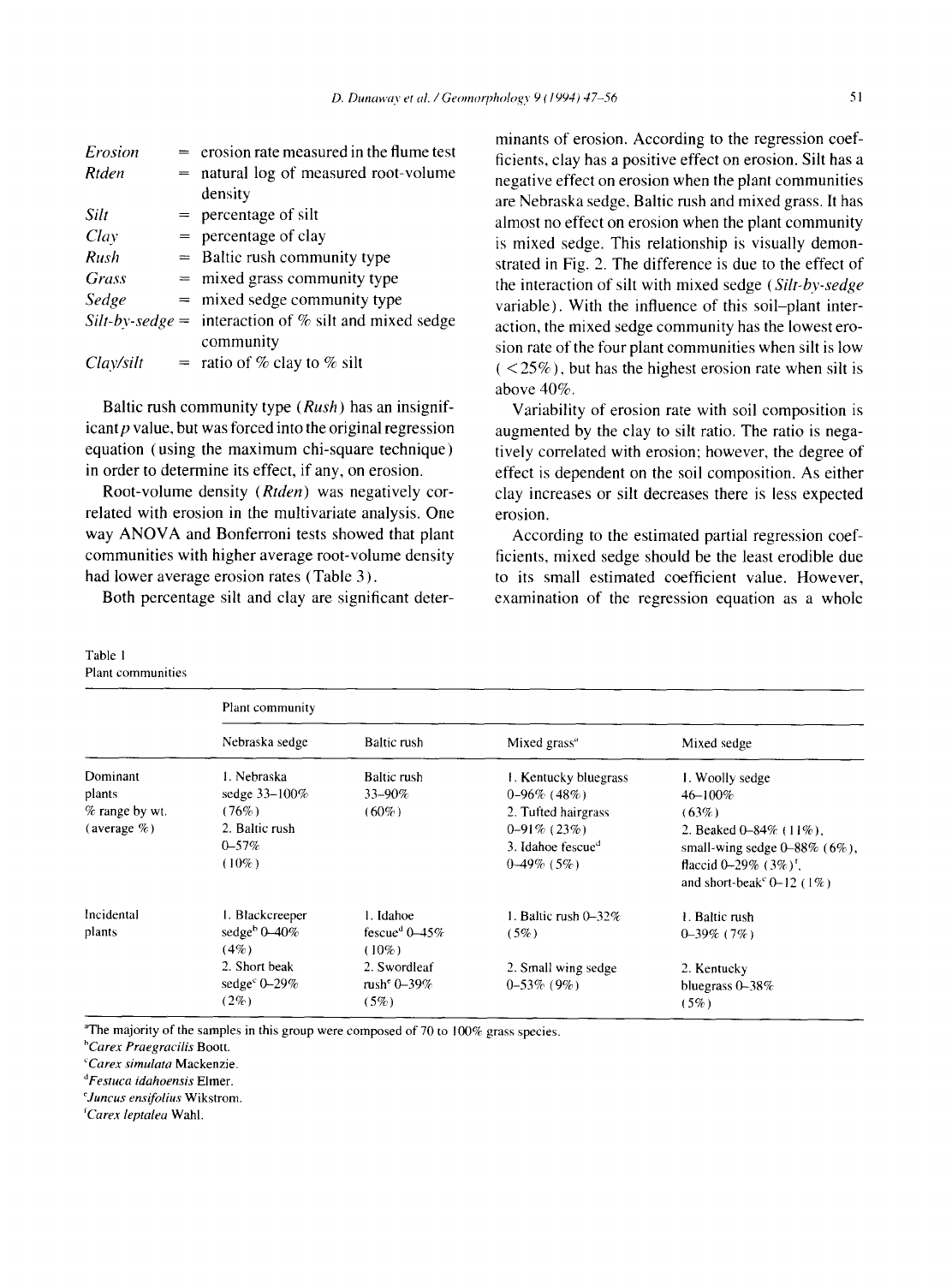| | | |
|---|---|---|
| *Erosion* | = | erosion rate measured in the flume test |
| *Rtden* | = | natural log of measured root-volume density |
| *Silt* | = | percentage of silt |
| *Clay* | = | percentage of clay |
| *Rush* | = | Baltic rush community type |
| *Grass* | = | mixed grass community type |
| *Sedge* | = | mixed sedge community type |
| *Silt-by-sedge* | = | interaction of % silt and mixed sedge community |
| *Clay/silt* | = | ratio of % clay to % silt |

Baltic rush community type (*Rush*) has an insignificant $p$ value, but was forced into the original regression equation (using the maximum chi-square technique) in order to determine its effect, if any, on erosion.

Root-volume density (*Rtden*) was negatively correlated with erosion in the multivariate analysis. One way ANOVA and Bonferroni tests showed that plant communities with higher average root-volume density had lower average erosion rates (Table 3).

Both percentage silt and clay are significant determinants of erosion. According to the regression coefficients, clay has a positive effect on erosion. Silt has a negative effect on erosion when the plant communities are Nebraska sedge, Baltic rush and mixed grass. It has almost no effect on erosion when the plant community is mixed sedge. This relationship is visually demonstrated in Fig. 2. The difference is due to the effect of the interaction of silt with mixed sedge (*Silt-by-sedge* variable). With the influence of this soil–plant interaction, the mixed sedge community has the lowest erosion rate of the four plant communities when silt is low (<25%), but has the highest erosion rate when silt is above 40%.

Variability of erosion rate with soil composition is augmented by the clay to silt ratio. The ratio is negatively correlated with erosion; however, the degree of effect is dependent on the soil composition. As either clay increases or silt decreases there is less expected erosion.

According to the estimated partial regression coefficients, mixed sedge should be the least erodible due to its small estimated coefficient value. However, examination of the regression equation as a whole

Table 1
Plant communities

| | Plant community | | | |
|---|---|---|---|---|
| | Nebraska sedge | Baltic rush | Mixed grass[a] | Mixed sedge |
| Dominant plants % range by wt. (average %) | 1. Nebraska sedge 33–100% (76%) 2. Baltic rush 0–57% (10%) | Baltic rush 33–90% (60%) | 1. Kentucky bluegrass 0–96% (48%) 2. Tufted hairgrass 0–91% (23%) 3. Idahoe fescue[d] 0–49% (5%) | 1. Woolly sedge 46–100% (63%) 2. Beaked 0–84% (11%), small-wing sedge 0–88% (6%), flaccid 0–29% (3%)[f], and short-beak[c] 0–12 (1%) |
| Incidental plants | 1. Blackcreeper sedge[b] 0–40% (4%) 2. Short beak sedge[c] 0–29% (2%) | 1. Idahoe fescue[d] 0–45% (10%) 2. Swordleaf rush[e] 0–39% (5%) | 1. Baltic rush 0–32% (5%) 2. Small wing sedge 0–53% (9%) | 1. Baltic rush 0–39% (7%) 2. Kentucky bluegrass 0–38% (5%) |

[a]The majority of the samples in this group were composed of 70 to 100% grass species.
[b]*Carex Praegracilis* Boott.
[c]*Carex simulata* Mackenzie.
[d]*Festuca idahoensis* Elmer.
[e]*Juncus ensifolius* Wikstrom.
[f]*Carex leptalea* Wahl.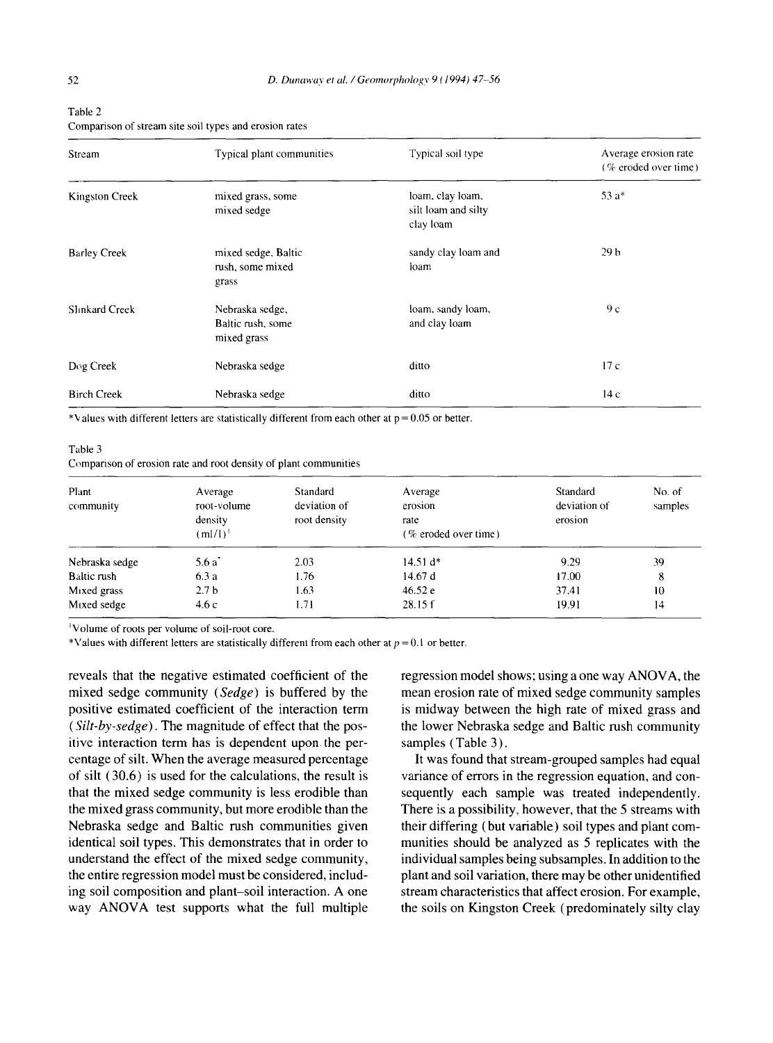Table 2
Comparison of stream site soil types and erosion rates

| Stream | Typical plant communities | Typical soil type | Average erosion rate (% eroded over time) |
|---|---|---|---|
| Kingston Creek | mixed grass, some mixed sedge | loam, clay loam, silt loam and silty clay loam | 53 a* |
| Barley Creek | mixed sedge, Baltic rush, some mixed grass | sandy clay loam and loam | 29 b |
| Slinkard Creek | Nebraska sedge, Baltic rush, some mixed grass | loam, sandy loam, and clay loam | 9 c |
| Dog Creek | Nebraska sedge | ditto | 17 c |
| Birch Creek | Nebraska sedge | ditto | 14 c |

*Values with different letters are statistically different from each other at p = 0.05 or better.

Table 3
Comparison of erosion rate and root density of plant communities

| Plant community | Average root-volume density (ml/l)[1] | Standard deviation of root density | Average erosion rate (% eroded over time) | Standard deviation of erosion | No. of samples |
|---|---|---|---|---|---|
| Nebraska sedge | 5.6 a* | 2.03 | 14.51 d* | 9.29 | 39 |
| Baltic rush | 6.3 a | 1.76 | 14.67 d | 17.00 | 8 |
| Mixed grass | 2.7 b | 1.63 | 46.52 e | 37.41 | 10 |
| Mixed sedge | 4.6 c | 1.71 | 28.15 f | 19.91 | 14 |

[1]Volume of roots per volume of soil-root core.

*Values with different letters are statistically different from each other at $p = 0.1$ or better.

reveals that the negative estimated coefficient of the mixed sedge community (*Sedge*) is buffered by the positive estimated coefficient of the interaction term (*Silt-by-sedge*). The magnitude of effect that the positive interaction term has is dependent upon the percentage of silt. When the average measured percentage of silt (30.6) is used for the calculations, the result is that the mixed sedge community is less erodible than the mixed grass community, but more erodible than the Nebraska sedge and Baltic rush communities given identical soil types. This demonstrates that in order to understand the effect of the mixed sedge community, the entire regression model must be considered, including soil composition and plant–soil interaction. A one way ANOVA test supports what the full multiple regression model shows; using a one way ANOVA, the mean erosion rate of mixed sedge community samples is midway between the high rate of mixed grass and the lower Nebraska sedge and Baltic rush community samples (Table 3).

It was found that stream-grouped samples had equal variance of errors in the regression equation, and consequently each sample was treated independently. There is a possibility, however, that the 5 streams with their differing (but variable) soil types and plant communities should be analyzed as 5 replicates with the individual samples being subsamples. In addition to the plant and soil variation, there may be other unidentified stream characteristics that affect erosion. For example, the soils on Kingston Creek (predominately silty clay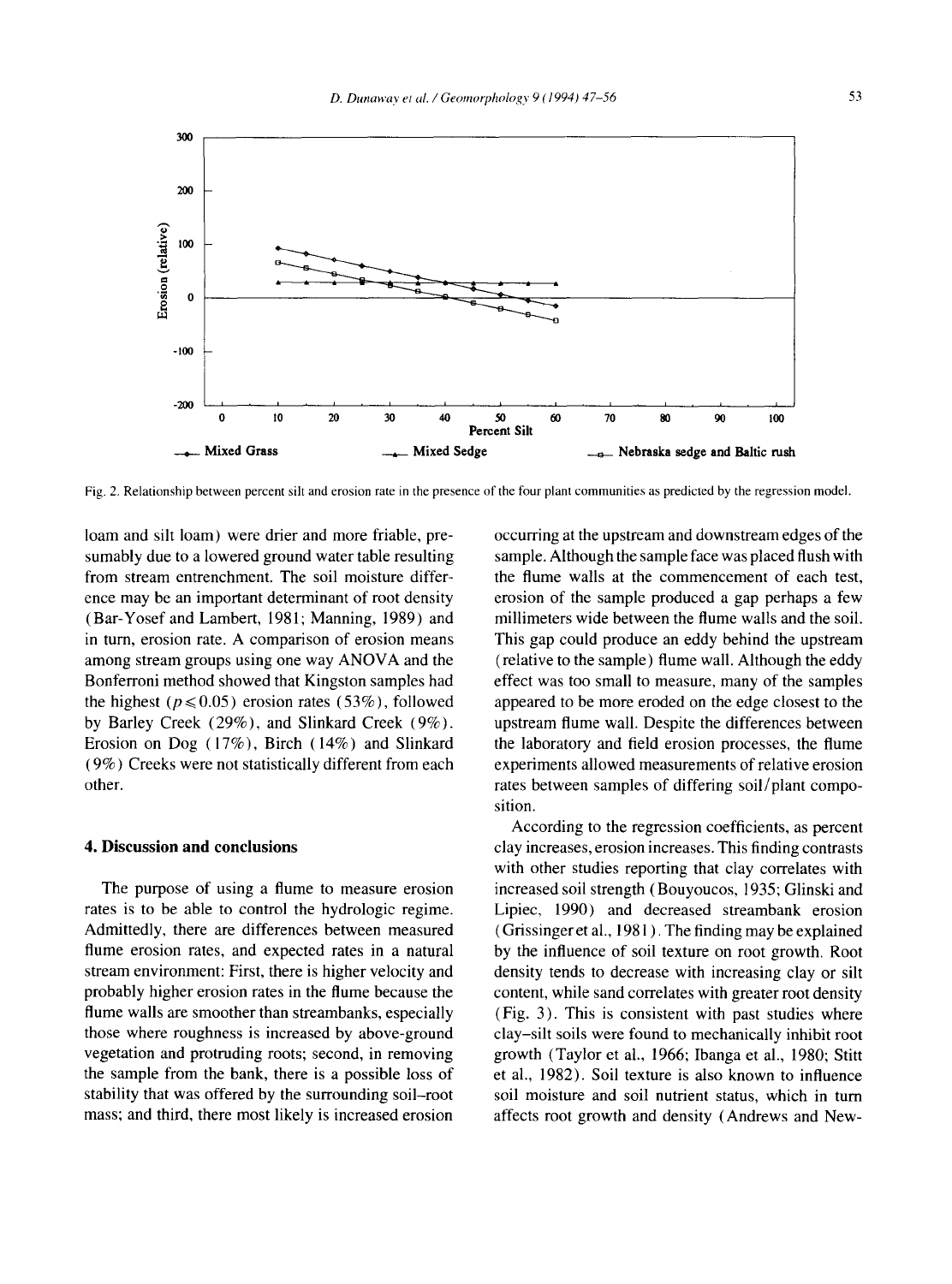300

200

100

0

-100

-200

Erosion (relative)

0 10 20 30 40 50 60 70 80 90 100

Percent Silt

Mixed Grass

Mixed Sedge

Nebraska sedge and Baltic rush

Fig. 2. Relationship between percent silt and erosion rate in the presence of the four plant communities as predicted by the regression model.

loam and silt loam) were drier and more friable, presumably due to a lowered ground water table resulting from stream entrenchment. The soil moisture difference may be an important determinant of root density (Bar-Yosef and Lambert, 1981; Manning, 1989) and in turn, erosion rate. A comparison of erosion means among stream groups using one way ANOVA and the Bonferroni method showed that Kingston samples had the highest ($p \leqslant 0.05$) erosion rates (53%), followed by Barley Creek (29%), and Slinkard Creek (9%). Erosion on Dog (17%), Birch (14%) and Slinkard (9%) Creeks were not statistically different from each other.

## 4. Discussion and conclusions

The purpose of using a flume to measure erosion rates is to be able to control the hydrologic regime. Admittedly, there are differences between measured flume erosion rates, and expected rates in a natural stream environment: First, there is higher velocity and probably higher erosion rates in the flume because the flume walls are smoother than streambanks, especially those where roughness is increased by above-ground vegetation and protruding roots; second, in removing the sample from the bank, there is a possible loss of stability that was offered by the surrounding soil–root mass; and third, there most likely is increased erosion occurring at the upstream and downstream edges of the sample. Although the sample face was placed flush with the flume walls at the commencement of each test, erosion of the sample produced a gap perhaps a few millimeters wide between the flume walls and the soil. This gap could produce an eddy behind the upstream (relative to the sample) flume wall. Although the eddy effect was too small to measure, many of the samples appeared to be more eroded on the edge closest to the upstream flume wall. Despite the differences between the laboratory and field erosion processes, the flume experiments allowed measurements of relative erosion rates between samples of differing soil/plant composition.

According to the regression coefficients, as percent clay increases, erosion increases. This finding contrasts with other studies reporting that clay correlates with increased soil strength (Bouyoucos, 1935; Glinski and Lipiec, 1990) and decreased streambank erosion (Grissinger et al., 1981). The finding may be explained by the influence of soil texture on root growth. Root density tends to decrease with increasing clay or silt content, while sand correlates with greater root density (Fig. 3). This is consistent with past studies where clay–silt soils were found to mechanically inhibit root growth (Taylor et al., 1966; Ibanga et al., 1980; Stitt et al., 1982). Soil texture is also known to influence soil moisture and soil nutrient status, which in turn affects root growth and density (Andrews and New-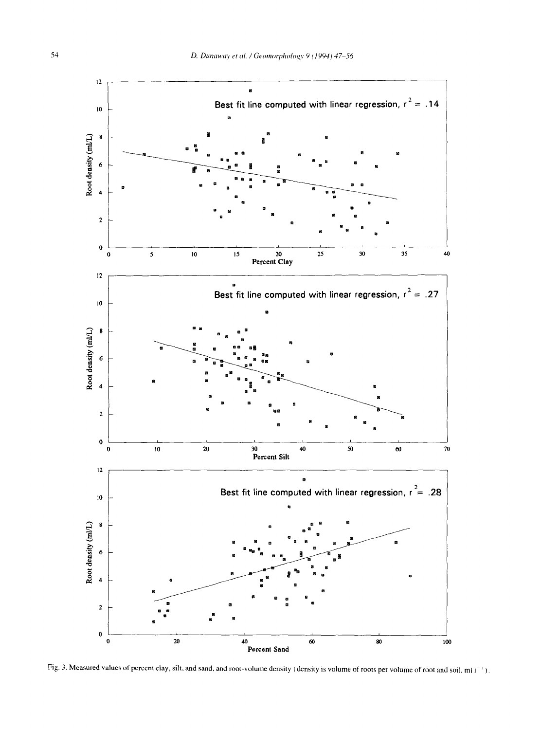Fig. 3. Measured values of percent clay, silt, and sand, and root-volume density (density is volume of roots per volume of root and soil, ml $l^{-1}$).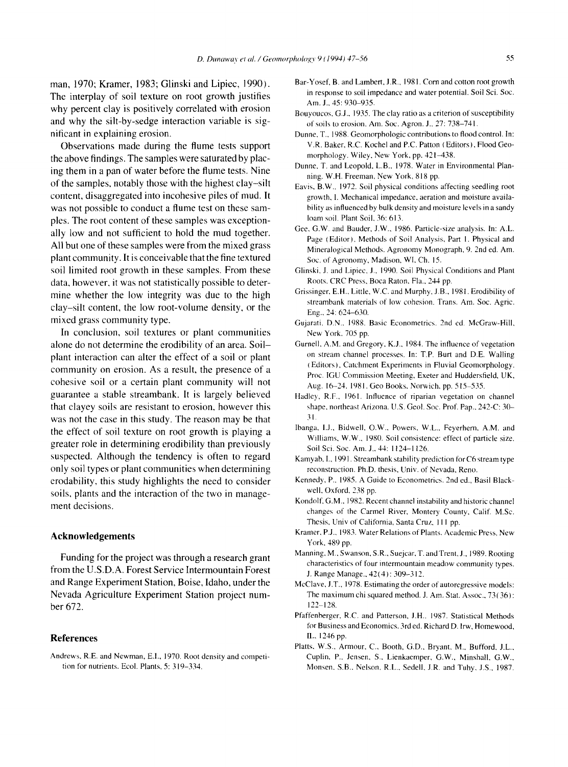man, 1970; Kramer, 1983; Glinski and Lipiec, 1990). The interplay of soil texture on root growth justifies why percent clay is positively correlated with erosion and why the silt-by-sedge interaction variable is significant in explaining erosion.

Observations made during the flume tests support the above findings. The samples were saturated by placing them in a pan of water before the flume tests. Nine of the samples, notably those with the highest clay–silt content, disaggregated into incohesive piles of mud. It was not possible to conduct a flume test on these samples. The root content of these samples was exceptionally low and not sufficient to hold the mud together. All but one of these samples were from the mixed grass plant community. It is conceivable that the fine textured soil limited root growth in these samples. From these data, however, it was not statistically possible to determine whether the low integrity was due to the high clay–silt content, the low root-volume density, or the mixed grass community type.

In conclusion, soil textures or plant communities alone do not determine the erodibility of an area. Soil–plant interaction can alter the effect of a soil or plant community on erosion. As a result, the presence of a cohesive soil or a certain plant community will not guarantee a stable streambank. It is largely believed that clayey soils are resistant to erosion, however this was not the case in this study. The reason may be that the effect of soil texture on root growth is playing a greater role in determining erodibility than previously suspected. Although the tendency is often to regard only soil types or plant communities when determining erodability, this study highlights the need to consider soils, plants and the interaction of the two in management decisions.

## Acknowledgements

Funding for the project was through a research grant from the U.S.D.A. Forest Service Intermountain Forest and Range Experiment Station, Boise, Idaho, under the Nevada Agriculture Experiment Station project number 672.

## References

Andrews, R.E. and Newman, E.I., 1970. Root density and competition for nutrients. Ecol. Plants, 5: 319–334.

Bar-Yosef, B. and Lambert, J.R., 1981. Corn and cotton root growth in response to soil impedance and water potential. Soil Sci. Soc. Am. J., 45: 930–935.

Bouyoucos, G.J., 1935. The clay ratio as a criterion of susceptibility of soils to erosion. Am. Soc. Agron. J., 27: 738–741.

Dunne, T., 1988. Geomorphologic contributions to flood control. In: V.R. Baker, R.C. Kochel and P.C. Patton (Editors), Flood Geomorphology. Wiley, New York, pp. 421–438.

Dunne, T. and Leopold, L.B., 1978. Water in Environmental Planning. W.H. Freeman, New York, 818 pp.

Eavis, B.W., 1972. Soil physical conditions affecting seedling root growth, I. Mechanical impedance, aeration and moisture availability as influenced by bulk density and moisture levels in a sandy loam soil. Plant Soil, 36: 613.

Gee, G.W. and Bauder, J.W., 1986. Particle-size analysis. In: A.L. Page (Editor), Methods of Soil Analysis, Part 1. Physical and Mineralogical Methods. Agronomy Monograph, 9. 2nd ed. Am. Soc. of Agronomy, Madison, WI, Ch. 15.

Glinski, J. and Lipiec, J., 1990. Soil Physical Conditions and Plant Roots. CRC Press, Boca Raton, Fla., 244 pp.

Grissinger, E.H., Little, W.C. and Murphy, J.B., 1981. Erodibility of streambank materials of low cohesion. Trans. Am. Soc. Agric. Eng., 24: 624–630.

Gujarati, D.N., 1988. Basic Econometrics. 2nd ed. McGraw-Hill, New York, 705 pp.

Gurnell, A.M. and Gregory, K.J., 1984. The influence of vegetation on stream channel processes. In: T.P. Burt and D.E. Walling (Editors), Catchment Experiments in Fluvial Geomorphology. Proc. IGU Commission Meeting, Exeter and Huddersfield, UK, Aug. 16–24, 1981. Geo Books, Norwich, pp. 515–535.

Hadley, R.F., 1961. Influence of riparian vegetation on channel shape, northeast Arizona. U.S. Geol. Soc. Prof. Pap., 242-C: 30–31.

Ibanga, I.J., Bidwell, O.W., Powers, W.L., Feyerhern, A.M. and Williams, W.W., 1980. Soil consistence: effect of particle size. Soil Sci. Soc. Am. J., 44: 1124–1126.

Kamyab, I., 1991. Streambank stability prediction for C6 stream type reconstruction. Ph.D. thesis, Univ. of Nevada, Reno.

Kennedy, P., 1985. A Guide to Econometrics. 2nd ed., Basil Blackwell, Oxford, 238 pp.

Kondolf, G.M., 1982. Recent channel instability and historic channel changes of the Carmel River, Montery County, Calif. M.Sc. Thesis, Univ of California, Santa Cruz, 111 pp.

Kramer, P.J., 1983. Water Relations of Plants. Academic Press, New York, 489 pp.

Manning, M., Swanson, S.R., Suejcar, T. and Trent, J., 1989. Rooting characteristics of four intermountain meadow community types. J. Range Manage., 42(4): 309–312.

McClave, J.T., 1978. Estimating the order of autoregressive models: The maximum chi squared method. J. Am. Stat. Assoc., 73(36): 122–128.

Pfaffenberger, R.C. and Patterson, J.H., 1987. Statistical Methods for Business and Economics. 3rd ed. Richard D. Irw, Homewood, IL, 1246 pp.

Platts, W.S., Armour, C., Booth, G.D., Bryant, M., Bufford, J.L., Cuplin, P., Jensen, S., Lienkaemper, G.W., Minshall, G.W., Monsen, S.B., Nelson, R.L., Sedell, J.R. and Tuhy, J.S., 1987.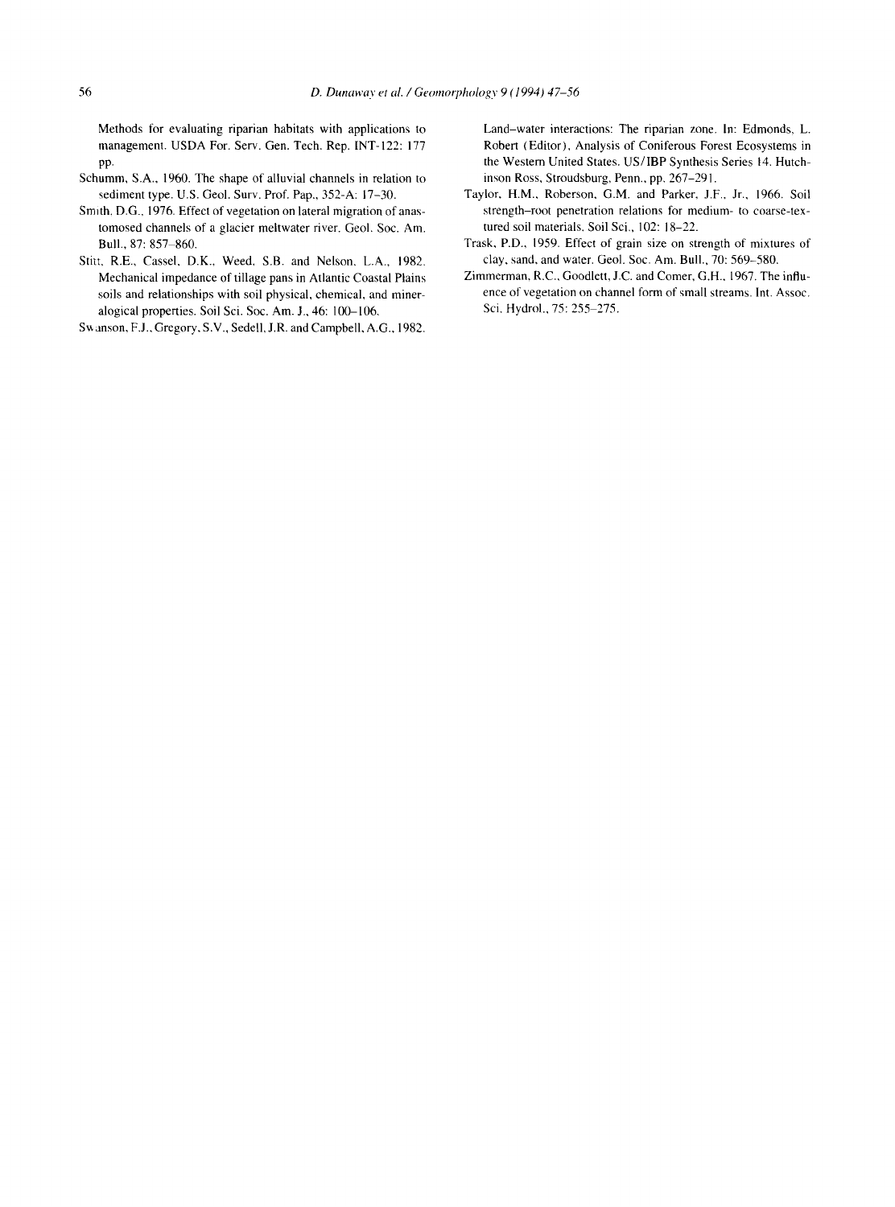Methods for evaluating riparian habitats with applications to management. USDA For. Serv. Gen. Tech. Rep. INT-122: 177 pp.

Schumm, S.A., 1960. The shape of alluvial channels in relation to sediment type. U.S. Geol. Surv. Prof. Pap., 352-A: 17–30.

Smith, D.G., 1976. Effect of vegetation on lateral migration of anastomosed channels of a glacier meltwater river. Geol. Soc. Am. Bull., 87: 857–860.

Stitt, R.E., Cassel, D.K., Weed, S.B. and Nelson, L.A., 1982. Mechanical impedance of tillage pans in Atlantic Coastal Plains soils and relationships with soil physical, chemical, and mineralogical properties. Soil Sci. Soc. Am. J., 46: 100–106.

Swanson, F.J., Gregory, S.V., Sedell, J.R. and Campbell, A.G., 1982. Land–water interactions: The riparian zone. In: Edmonds, L. Robert (Editor), Analysis of Coniferous Forest Ecosystems in the Western United States. US/IBP Synthesis Series 14. Hutchinson Ross, Stroudsburg, Penn., pp. 267–291.

Taylor, H.M., Roberson, G.M. and Parker, J.F., Jr., 1966. Soil strength–root penetration relations for medium- to coarse-textured soil materials. Soil Sci., 102: 18–22.

Trask, P.D., 1959. Effect of grain size on strength of mixtures of clay, sand, and water. Geol. Soc. Am. Bull., 70: 569–580.

Zimmerman, R.C., Goodlett, J.C. and Comer, G.H., 1967. The influence of vegetation on channel form of small streams. Int. Assoc. Sci. Hydrol., 75: 255–275.